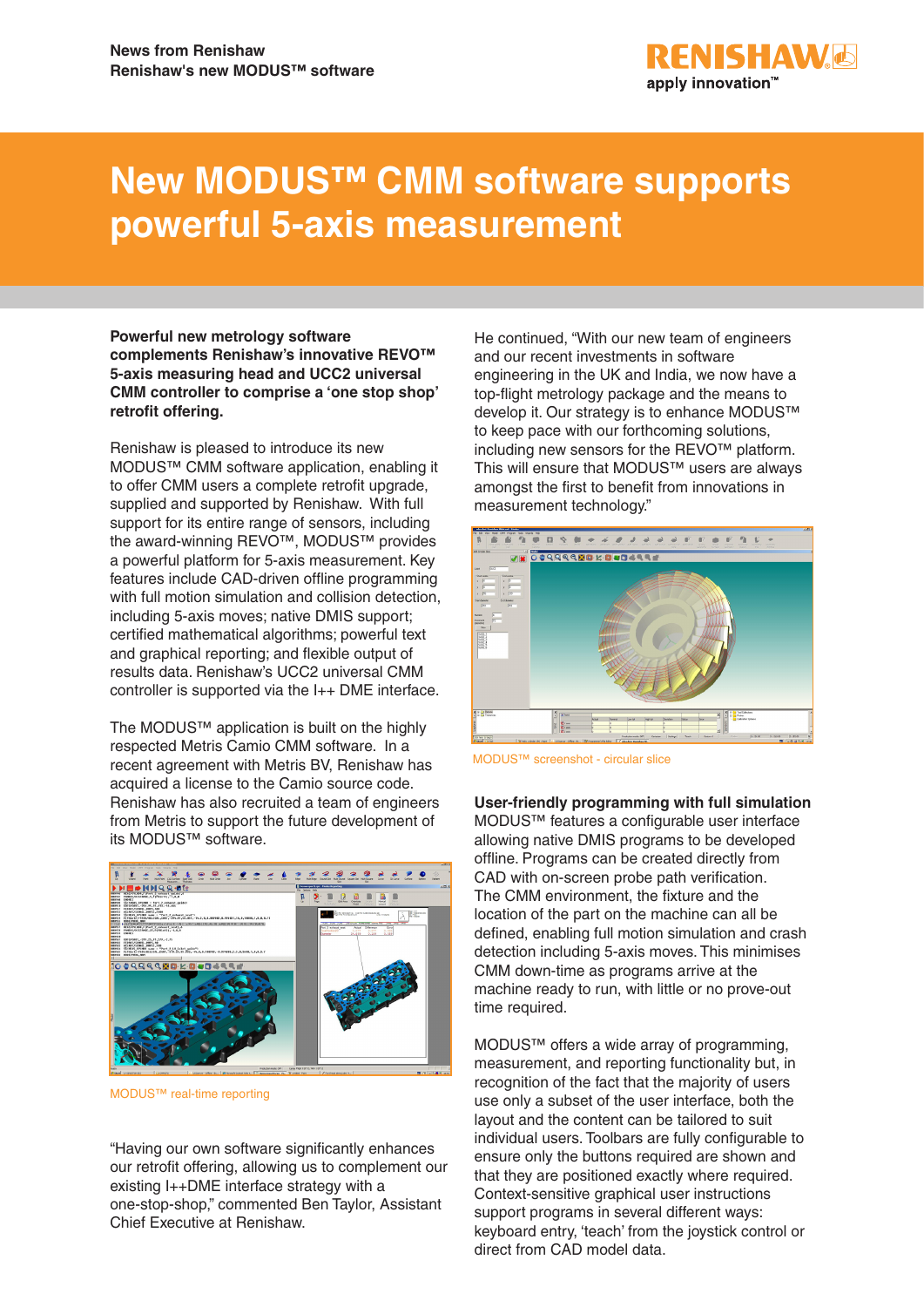News from Renishaw
Renishaw's new MODUS™ software

# New MODUS™ CMM software supports powerful 5-axis measurement

**Powerful new metrology software complements Renishaw's innovative REVO™ 5-axis measuring head and UCC2 universal CMM controller to comprise a 'one stop shop' retrofit offering.**

Renishaw is pleased to introduce its new MODUS™ CMM software application, enabling it to offer CMM users a complete retrofit upgrade, supplied and supported by Renishaw. With full support for its entire range of sensors, including the award-winning REVO™, MODUS™ provides a powerful platform for 5-axis measurement. Key features include CAD-driven offline programming with full motion simulation and collision detection, including 5-axis moves; native DMIS support; certified mathematical algorithms; powerful text and graphical reporting; and flexible output of results data. Renishaw's UCC2 universal CMM controller is supported via the I++ DME interface.

The MODUS™ application is built on the highly respected Metris Camio CMM software. In a recent agreement with Metris BV, Renishaw has acquired a license to the Camio source code. Renishaw has also recruited a team of engineers from Metris to support the future development of its MODUS™ software.

MODUS™ real-time reporting

"Having our own software significantly enhances our retrofit offering, allowing us to complement our existing I++DME interface strategy with a one-stop-shop," commented Ben Taylor, Assistant Chief Executive at Renishaw.

He continued, "With our new team of engineers and our recent investments in software engineering in the UK and India, we now have a top-flight metrology package and the means to develop it. Our strategy is to enhance MODUS™ to keep pace with our forthcoming solutions, including new sensors for the REVO™ platform. This will ensure that MODUS™ users are always amongst the first to benefit from innovations in measurement technology."

MODUS™ screenshot - circular slice

**User-friendly programming with full simulation**

MODUS™ features a configurable user interface allowing native DMIS programs to be developed offline. Programs can be created directly from CAD with on-screen probe path verification. The CMM environment, the fixture and the location of the part on the machine can all be defined, enabling full motion simulation and crash detection including 5-axis moves. This minimises CMM down-time as programs arrive at the machine ready to run, with little or no prove-out time required.

MODUS™ offers a wide array of programming, measurement, and reporting functionality but, in recognition of the fact that the majority of users use only a subset of the user interface, both the layout and the content can be tailored to suit individual users. Toolbars are fully configurable to ensure only the buttons required are shown and that they are positioned exactly where required. Context-sensitive graphical user instructions support programs in several different ways: keyboard entry, 'teach' from the joystick control or direct from CAD model data.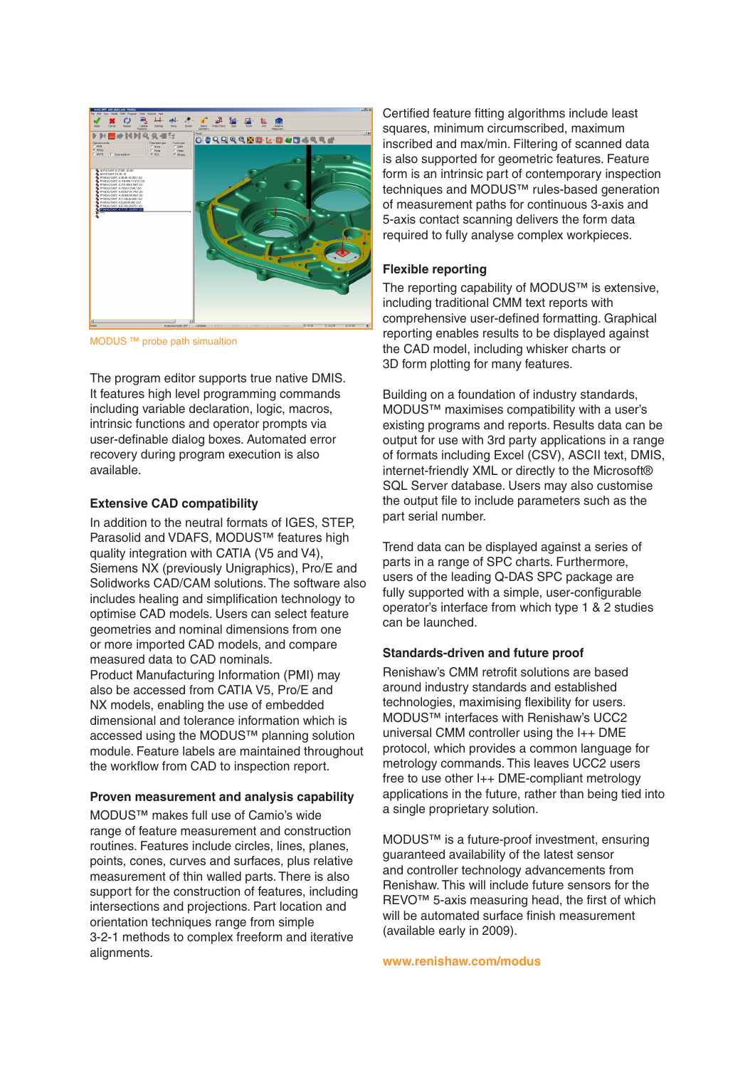MODUS ™ probe path simualtion

The program editor supports true native DMIS. It features high level programming commands including variable declaration, logic, macros, intrinsic functions and operator prompts via user-definable dialog boxes. Automated error recovery during program execution is also available.

### Extensive CAD compatibility

In addition to the neutral formats of IGES, STEP, Parasolid and VDAFS, MODUS™ features high quality integration with CATIA (V5 and V4), Siemens NX (previously Unigraphics), Pro/E and Solidworks CAD/CAM solutions. The software also includes healing and simplification technology to optimise CAD models. Users can select feature geometries and nominal dimensions from one or more imported CAD models, and compare measured data to CAD nominals.
Product Manufacturing Information (PMI) may also be accessed from CATIA V5, Pro/E and NX models, enabling the use of embedded dimensional and tolerance information which is accessed using the MODUS™ planning solution module. Feature labels are maintained throughout the workflow from CAD to inspection report.

### Proven measurement and analysis capability

MODUS™ makes full use of Camio's wide range of feature measurement and construction routines. Features include circles, lines, planes, points, cones, curves and surfaces, plus relative measurement of thin walled parts. There is also support for the construction of features, including intersections and projections. Part location and orientation techniques range from simple 3-2-1 methods to complex freeform and iterative alignments.

Certified feature fitting algorithms include least squares, minimum circumscribed, maximum inscribed and max/min. Filtering of scanned data is also supported for geometric features. Feature form is an intrinsic part of contemporary inspection techniques and MODUS™ rules-based generation of measurement paths for continuous 3-axis and 5-axis contact scanning delivers the form data required to fully analyse complex workpieces.

### Flexible reporting

The reporting capability of MODUS™ is extensive, including traditional CMM text reports with comprehensive user-defined formatting. Graphical reporting enables results to be displayed against the CAD model, including whisker charts or 3D form plotting for many features.

Building on a foundation of industry standards, MODUS™ maximises compatibility with a user's existing programs and reports. Results data can be output for use with 3rd party applications in a range of formats including Excel (CSV), ASCII text, DMIS, internet-friendly XML or directly to the Microsoft® SQL Server database. Users may also customise the output file to include parameters such as the part serial number.

Trend data can be displayed against a series of parts in a range of SPC charts. Furthermore, users of the leading Q-DAS SPC package are fully supported with a simple, user-configurable operator's interface from which type 1 & 2 studies can be launched.

### Standards-driven and future proof

Renishaw's CMM retrofit solutions are based around industry standards and established technologies, maximising flexibility for users. MODUS™ interfaces with Renishaw's UCC2 universal CMM controller using the I++ DME protocol, which provides a common language for metrology commands. This leaves UCC2 users free to use other I++ DME-compliant metrology applications in the future, rather than being tied into a single proprietary solution.

MODUS™ is a future-proof investment, ensuring guaranteed availability of the latest sensor and controller technology advancements from Renishaw. This will include future sensors for the REVO™ 5-axis measuring head, the first of which will be automated surface finish measurement (available early in 2009).

**www.renishaw.com/modus**